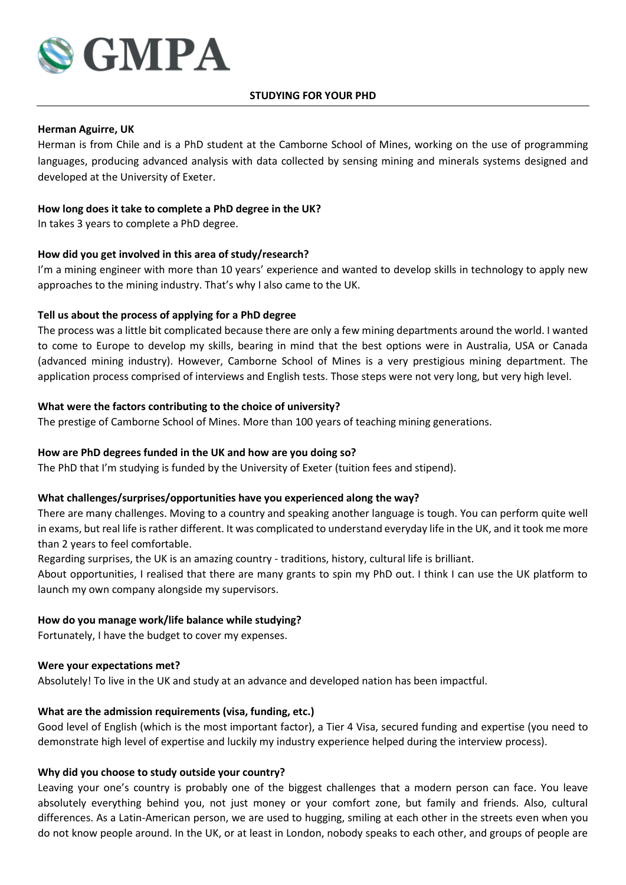# GMPA

## STUDYING FOR YOUR PHD

**Herman Aguirre, UK**

Herman is from Chile and is a PhD student at the Camborne School of Mines, working on the use of programming languages, producing advanced analysis with data collected by sensing mining and minerals systems designed and developed at the University of Exeter.

**How long does it take to complete a PhD degree in the UK?**

In takes 3 years to complete a PhD degree.

**How did you get involved in this area of study/research?**

I'm a mining engineer with more than 10 years' experience and wanted to develop skills in technology to apply new approaches to the mining industry. That's why I also came to the UK.

**Tell us about the process of applying for a PhD degree**

The process was a little bit complicated because there are only a few mining departments around the world. I wanted to come to Europe to develop my skills, bearing in mind that the best options were in Australia, USA or Canada (advanced mining industry). However, Camborne School of Mines is a very prestigious mining department. The application process comprised of interviews and English tests. Those steps were not very long, but very high level.

**What were the factors contributing to the choice of university?**

The prestige of Camborne School of Mines. More than 100 years of teaching mining generations.

**How are PhD degrees funded in the UK and how are you doing so?**

The PhD that I'm studying is funded by the University of Exeter (tuition fees and stipend).

**What challenges/surprises/opportunities have you experienced along the way?**

There are many challenges. Moving to a country and speaking another language is tough. You can perform quite well in exams, but real life is rather different. It was complicated to understand everyday life in the UK, and it took me more than 2 years to feel comfortable.

Regarding surprises, the UK is an amazing country - traditions, history, cultural life is brilliant.

About opportunities, I realised that there are many grants to spin my PhD out. I think I can use the UK platform to launch my own company alongside my supervisors.

**How do you manage work/life balance while studying?**

Fortunately, I have the budget to cover my expenses.

**Were your expectations met?**

Absolutely! To live in the UK and study at an advance and developed nation has been impactful.

**What are the admission requirements (visa, funding, etc.)**

Good level of English (which is the most important factor), a Tier 4 Visa, secured funding and expertise (you need to demonstrate high level of expertise and luckily my industry experience helped during the interview process).

**Why did you choose to study outside your country?**

Leaving your one's country is probably one of the biggest challenges that a modern person can face. You leave absolutely everything behind you, not just money or your comfort zone, but family and friends. Also, cultural differences. As a Latin-American person, we are used to hugging, smiling at each other in the streets even when you do not know people around. In the UK, or at least in London, nobody speaks to each other, and groups of people are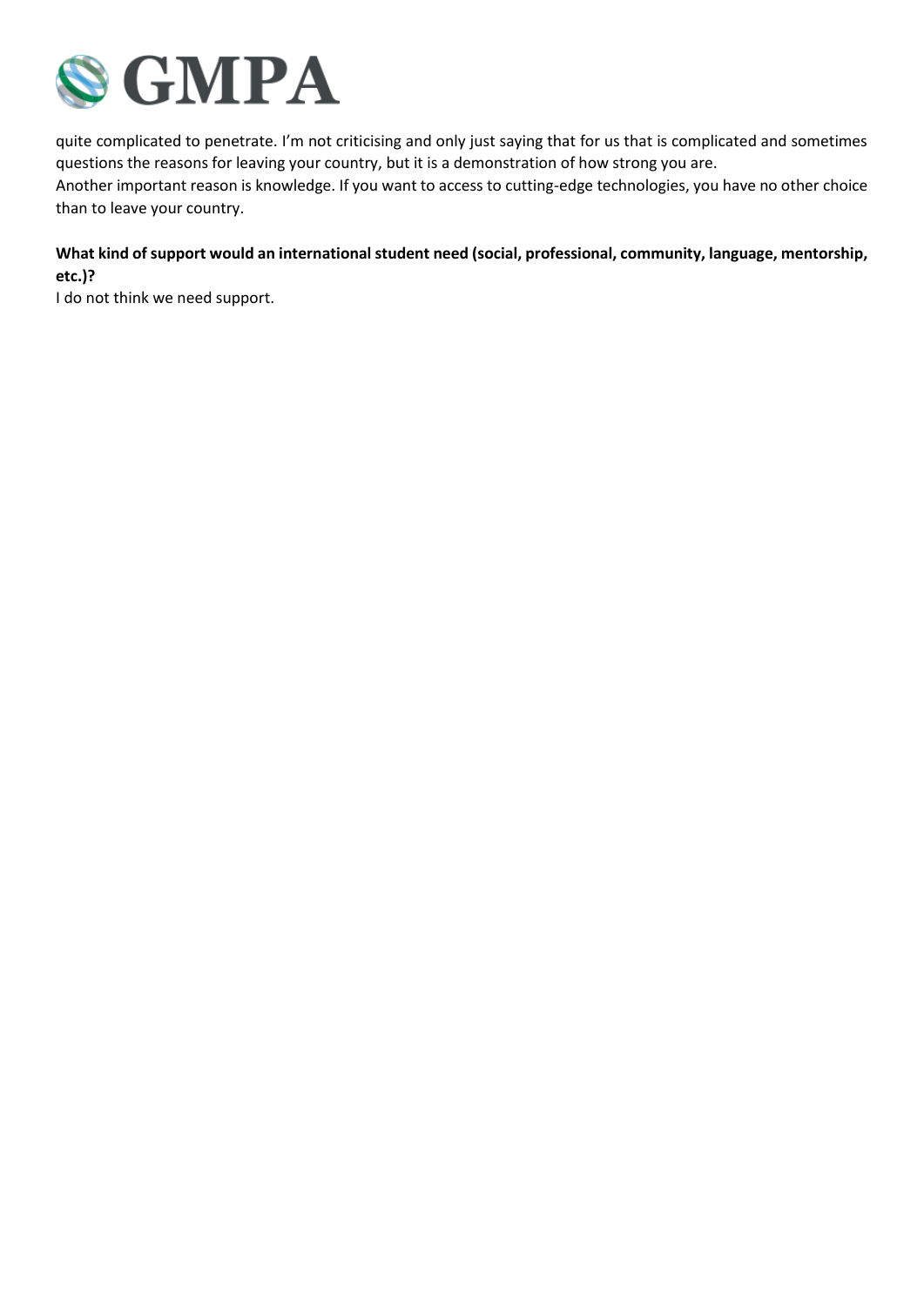quite complicated to penetrate. I'm not criticising and only just saying that for us that is complicated and sometimes questions the reasons for leaving your country, but it is a demonstration of how strong you are.

Another important reason is knowledge. If you want to access to cutting-edge technologies, you have no other choice than to leave your country.

**What kind of support would an international student need (social, professional, community, language, mentorship, etc.)?**

I do not think we need support.